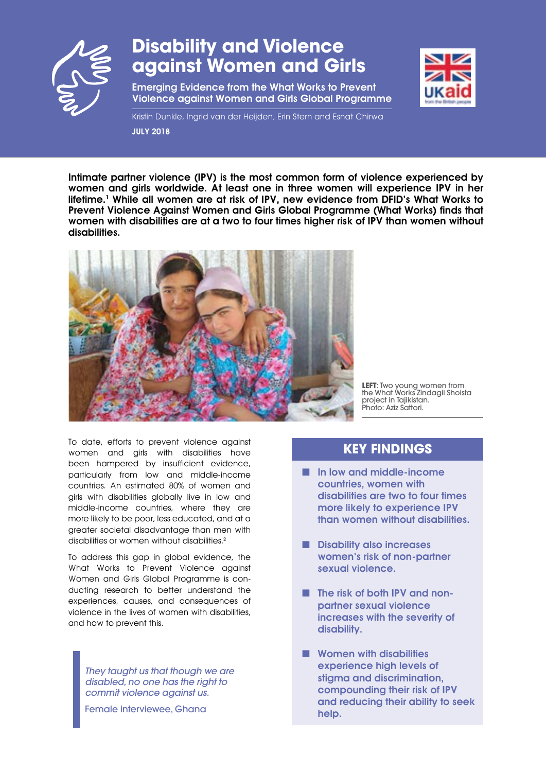# Disability and Violence against Women and Girls

## Emerging Evidence from the What Works to Prevent Violence against Women and Girls Global Programme

Kristin Dunkle, Ingrid van der Heijden, Erin Stern and Esnat Chirwa

**JULY 2018**

**Intimate partner violence (IPV) is the most common form of violence experienced by women and girls worldwide. At least one in three women will experience IPV in her lifetime.[1] While all women are at risk of IPV, new evidence from DFID's What Works to Prevent Violence Against Women and Girls Global Programme (What Works) finds that women with disabilities are at a two to four times higher risk of IPV than women without disabilities.**

**LEFT**: Two young women from the What Works Zindagii Shoista project in Tajikistan. Photo: Aziz Sattori.

To date, efforts to prevent violence against women and girls with disabilities have been hampered by insufficient evidence, particularly from low and middle-income countries. An estimated 80% of women and girls with disabilities globally live in low and middle-income countries, where they are more likely to be poor, less educated, and at a greater societal disadvantage than men with disabilities or women without disabilities.[2]

To address this gap in global evidence, the What Works to Prevent Violence against Women and Girls Global Programme is conducting research to better understand the experiences, causes, and consequences of violence in the lives of women with disabilities, and how to prevent this.

> *They taught us that though we are disabled, no one has the right to commit violence against us.*
>
> Female interviewee, Ghana

## KEY FINDINGS

- In low and middle-income countries, women with disabilities are two to four times more likely to experience IPV than women without disabilities.
- Disability also increases women's risk of non-partner sexual violence.
- The risk of both IPV and non-partner sexual violence increases with the severity of disability.
- Women with disabilities experience high levels of stigma and discrimination, compounding their risk of IPV and reducing their ability to seek help.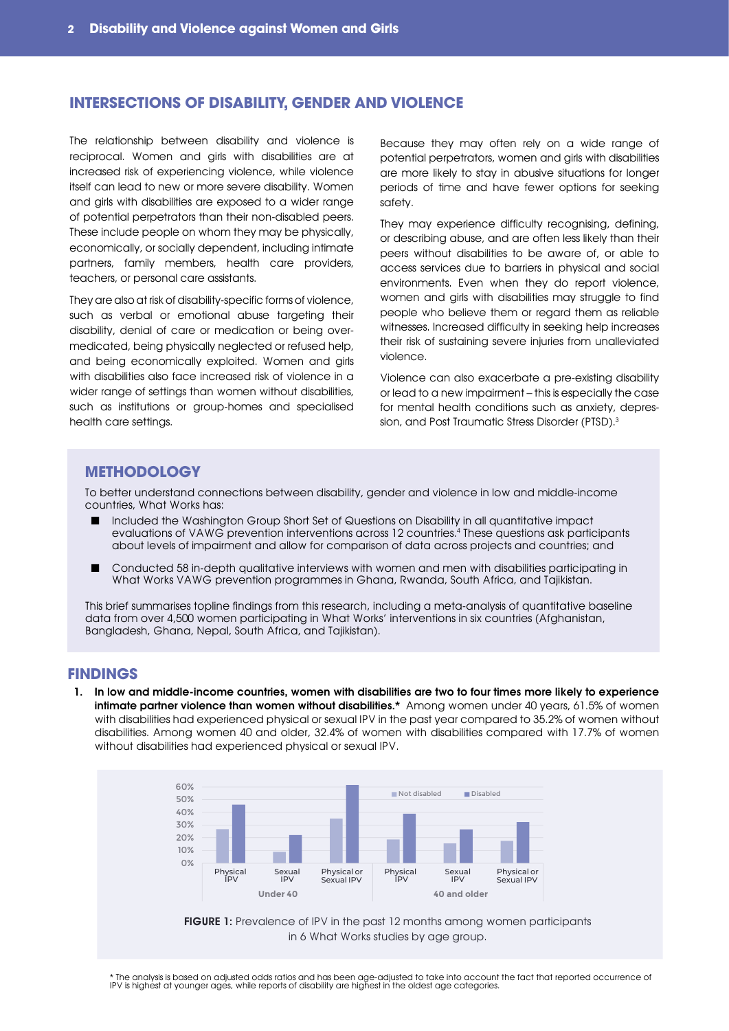## INTERSECTIONS OF DISABILITY, GENDER AND VIOLENCE

The relationship between disability and violence is reciprocal. Women and girls with disabilities are at increased risk of experiencing violence, while violence itself can lead to new or more severe disability. Women and girls with disabilities are exposed to a wider range of potential perpetrators than their non-disabled peers. These include people on whom they may be physically, economically, or socially dependent, including intimate partners, family members, health care providers, teachers, or personal care assistants.

They are also at risk of disability-specific forms of violence, such as verbal or emotional abuse targeting their disability, denial of care or medication or being over-medicated, being physically neglected or refused help, and being economically exploited. Women and girls with disabilities also face increased risk of violence in a wider range of settings than women without disabilities, such as institutions or group-homes and specialised health care settings.

Because they may often rely on a wide range of potential perpetrators, women and girls with disabilities are more likely to stay in abusive situations for longer periods of time and have fewer options for seeking safety.

They may experience difficulty recognising, defining, or describing abuse, and are often less likely than their peers without disabilities to be aware of, or able to access services due to barriers in physical and social environments. Even when they do report violence, women and girls with disabilities may struggle to find people who believe them or regard them as reliable witnesses. Increased difficulty in seeking help increases their risk of sustaining severe injuries from unalleviated violence.

Violence can also exacerbate a pre-existing disability or lead to a new impairment – this is especially the case for mental health conditions such as anxiety, depression, and Post Traumatic Stress Disorder (PTSD).[3]

## METHODOLOGY

To better understand connections between disability, gender and violence in low and middle-income countries, What Works has:

- Included the Washington Group Short Set of Questions on Disability in all quantitative impact evaluations of VAWG prevention interventions across 12 countries.[4] These questions ask participants about levels of impairment and allow for comparison of data across projects and countries; and
- Conducted 58 in-depth qualitative interviews with women and men with disabilities participating in What Works VAWG prevention programmes in Ghana, Rwanda, South Africa, and Tajikistan.

This brief summarises topline findings from this research, including a meta-analysis of quantitative baseline data from over 4,500 women participating in What Works' interventions in six countries (Afghanistan, Bangladesh, Ghana, Nepal, South Africa, and Tajikistan).

## FINDINGS

1. **In low and middle-income countries, women with disabilities are two to four times more likely to experience intimate partner violence than women without disabilities.*** Among women under 40 years, 61.5% of women with disabilities had experienced physical or sexual IPV in the past year compared to 35.2% of women without disabilities. Among women 40 and older, 32.4% of women with disabilities compared with 17.7% of women without disabilities had experienced physical or sexual IPV.

**FIGURE 1:** Prevalence of IPV in the past 12 months among women participants in 6 What Works studies by age group.

\* The analysis is based on adjusted odds ratios and has been age-adjusted to take into account the fact that reported occurrence of IPV is highest at younger ages, while reports of disability are highest in the oldest age categories.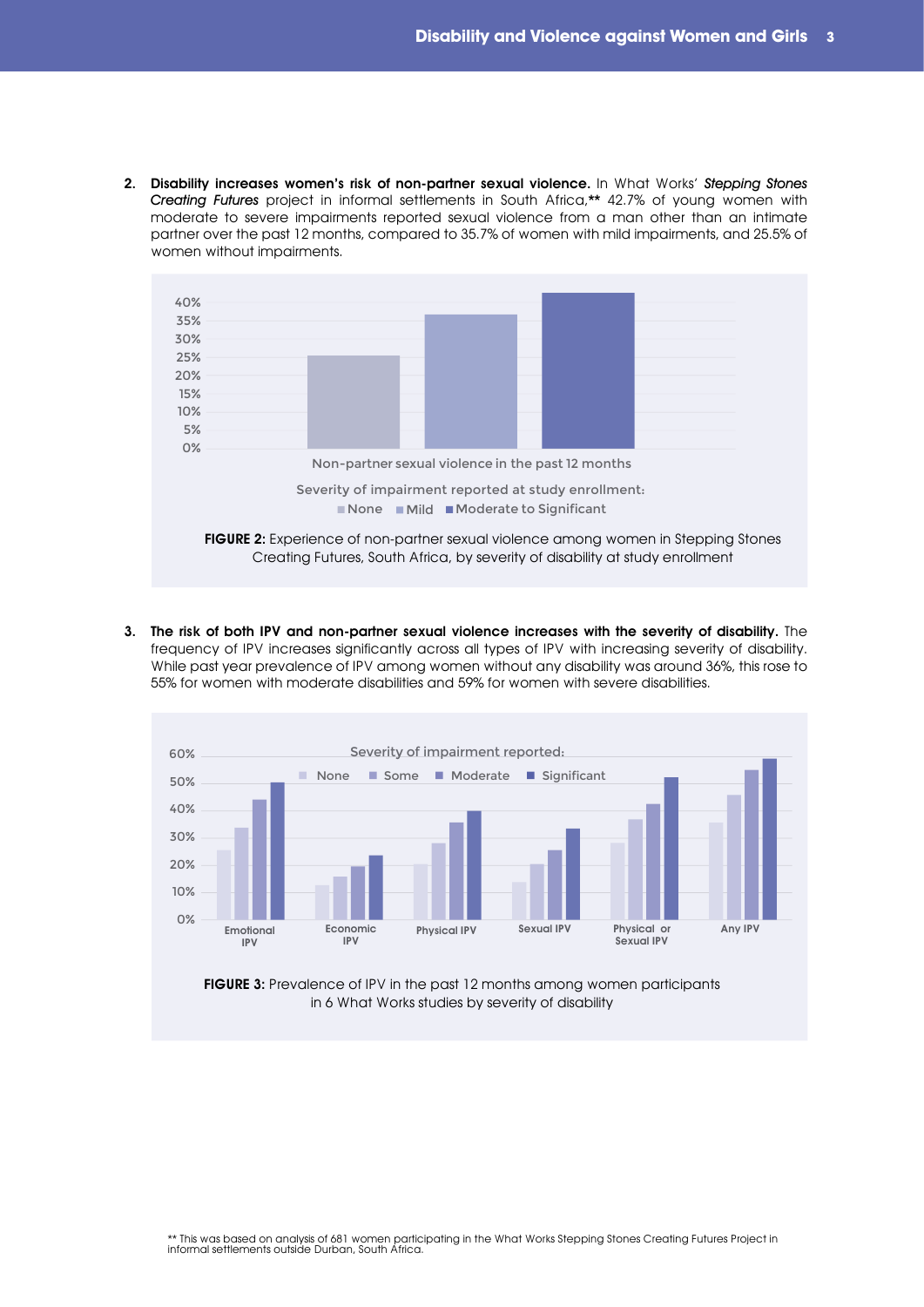2. **Disability increases women's risk of non-partner sexual violence.** In What Works' ***Stepping Stones Creating Futures*** project in informal settlements in South Africa,** 42.7% of young women with moderate to severe impairments reported sexual violence from a man other than an intimate partner over the past 12 months, compared to 35.7% of women with mild impairments, and 25.5% of women without impairments.

Non-partner sexual violence in the past 12 months

Severity of impairment reported at study enrollment: None, Mild, Moderate to Significant

**FIGURE 2:** Experience of non-partner sexual violence among women in Stepping Stones Creating Futures, South Africa, by severity of disability at study enrollment

3. **The risk of both IPV and non-partner sexual violence increases with the severity of disability.** The frequency of IPV increases significantly across all types of IPV with increasing severity of disability. While past year prevalence of IPV among women without any disability was around 36%, this rose to 55% for women with moderate disabilities and 59% for women with severe disabilities.

Severity of impairment reported: None, Some, Moderate, Significant

Emotional IPV, Economic IPV, Physical IPV, Sexual IPV, Physical or Sexual IPV, Any IPV

**FIGURE 3:** Prevalence of IPV in the past 12 months among women participants in 6 What Works studies by severity of disability

** This was based on analysis of 681 women participating in the What Works Stepping Stones Creating Futures Project in informal settlements outside Durban, South Africa.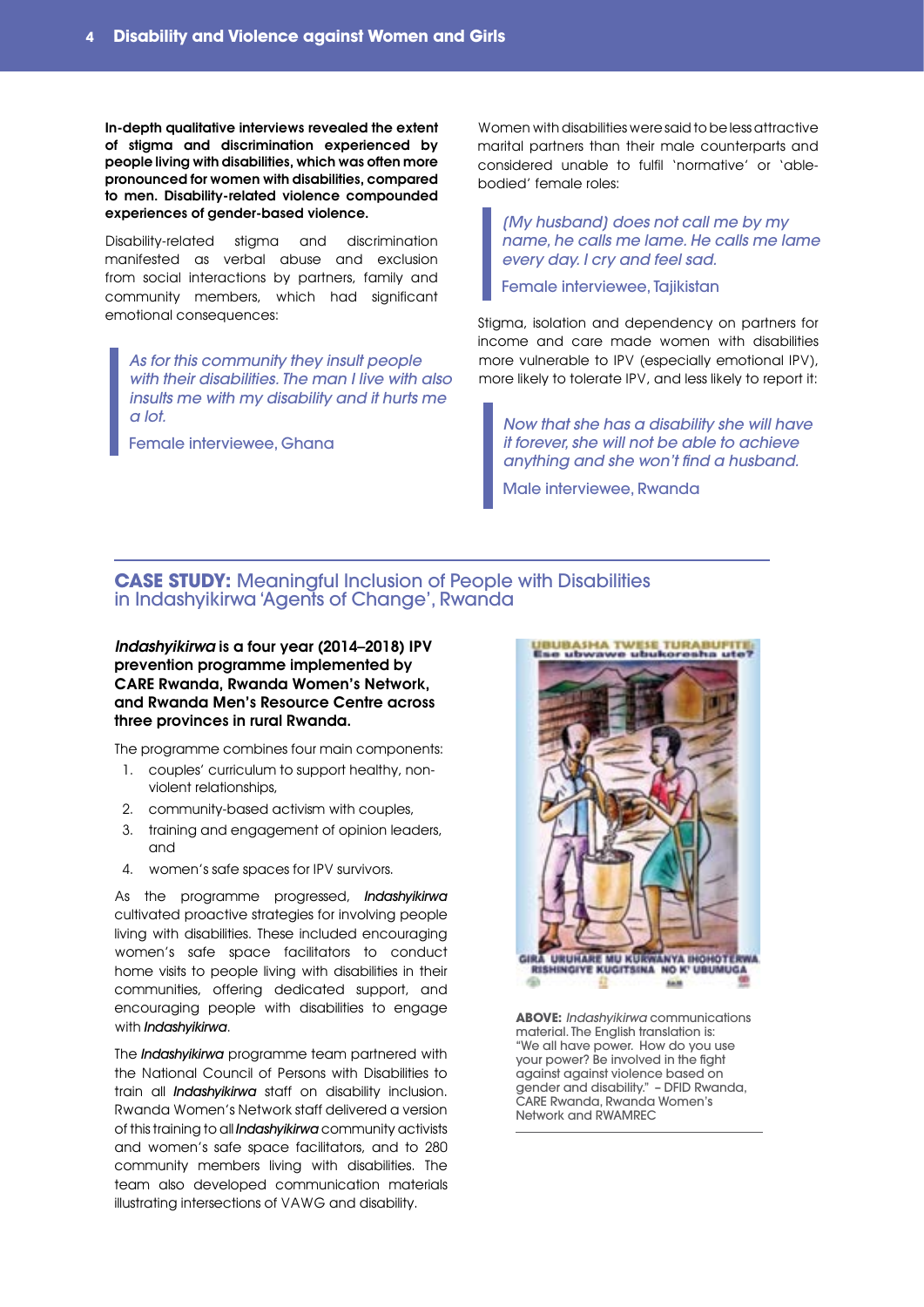**In-depth qualitative interviews revealed the extent of stigma and discrimination experienced by people living with disabilities, which was often more pronounced for women with disabilities, compared to men. Disability-related violence compounded experiences of gender-based violence.**

Disability-related stigma and discrimination manifested as verbal abuse and exclusion from social interactions by partners, family and community members, which had significant emotional consequences:

> *As for this community they insult people with their disabilities. The man I live with also insults me with my disability and it hurts me a lot.*
>
> Female interviewee, Ghana

Women with disabilities were said to be less attractive marital partners than their male counterparts and considered unable to fulfil 'normative' or 'able-bodied' female roles:

> *(My husband) does not call me by my name, he calls me lame. He calls me lame every day. I cry and feel sad.*
>
> Female interviewee, Tajikistan

Stigma, isolation and dependency on partners for income and care made women with disabilities more vulnerable to IPV (especially emotional IPV), more likely to tolerate IPV, and less likely to report it:

> *Now that she has a disability she will have it forever, she will not be able to achieve anything and she won't find a husband.*
>
> Male interviewee, Rwanda

## CASE STUDY: Meaningful Inclusion of People with Disabilities in Indashyikirwa 'Agents of Change', Rwanda

***Indashyikirwa* is a four year (2014–2018) IPV prevention programme implemented by CARE Rwanda, Rwanda Women's Network, and Rwanda Men's Resource Centre across three provinces in rural Rwanda.**

The programme combines four main components:

1. couples' curriculum to support healthy, non-violent relationships,
2. community-based activism with couples,
3. training and engagement of opinion leaders, and
4. women's safe spaces for IPV survivors.

As the programme progressed, *Indashyikirwa* cultivated proactive strategies for involving people living with disabilities. These included encouraging women's safe space facilitators to conduct home visits to people living with disabilities in their communities, offering dedicated support, and encouraging people with disabilities to engage with *Indashyikirwa*.

The *Indashyikirwa* programme team partnered with the National Council of Persons with Disabilities to train all *Indashyikirwa* staff on disability inclusion. Rwanda Women's Network staff delivered a version of this training to all *Indashyikirwa* community activists and women's safe space facilitators, and to 280 community members living with disabilities. The team also developed communication materials illustrating intersections of VAWG and disability.

**ABOVE:** *Indashyikirwa* communications material. The English translation is: "We all have power. How do you use your power? Be involved in the fight against against violence based on gender and disability." – DFID Rwanda, CARE Rwanda, Rwanda Women's Network and RWAMREC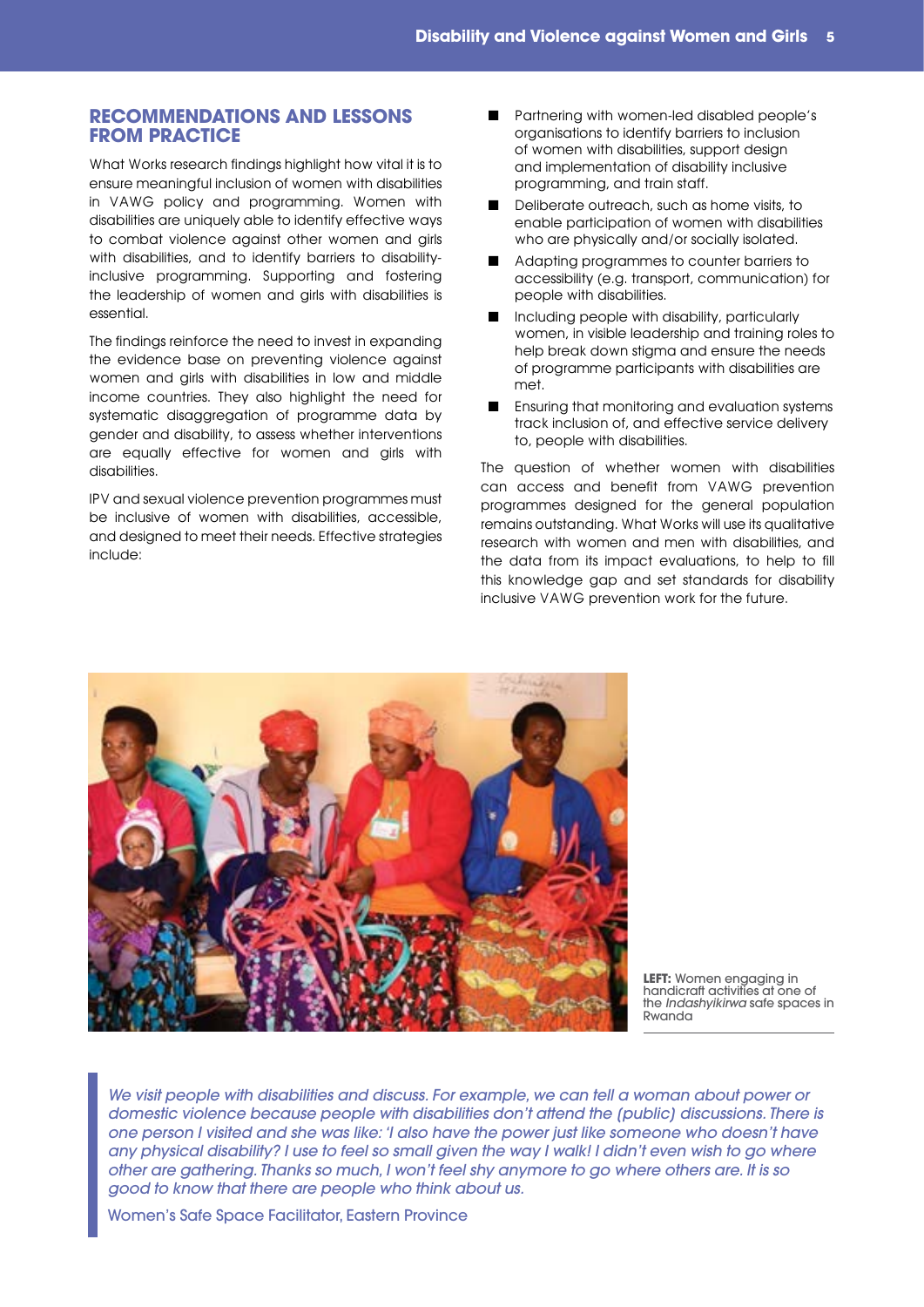## RECOMMENDATIONS AND LESSONS FROM PRACTICE

What Works research findings highlight how vital it is to ensure meaningful inclusion of women with disabilities in VAWG policy and programming. Women with disabilities are uniquely able to identify effective ways to combat violence against other women and girls with disabilities, and to identify barriers to disability-inclusive programming. Supporting and fostering the leadership of women and girls with disabilities is essential.

The findings reinforce the need to invest in expanding the evidence base on preventing violence against women and girls with disabilities in low and middle income countries. They also highlight the need for systematic disaggregation of programme data by gender and disability, to assess whether interventions are equally effective for women and girls with disabilities.

IPV and sexual violence prevention programmes must be inclusive of women with disabilities, accessible, and designed to meet their needs. Effective strategies include:

- Partnering with women-led disabled people's organisations to identify barriers to inclusion of women with disabilities, support design and implementation of disability inclusive programming, and train staff.
- Deliberate outreach, such as home visits, to enable participation of women with disabilities who are physically and/or socially isolated.
- Adapting programmes to counter barriers to accessibility (e.g. transport, communication) for people with disabilities.
- Including people with disability, particularly women, in visible leadership and training roles to help break down stigma and ensure the needs of programme participants with disabilities are met.
- Ensuring that monitoring and evaluation systems track inclusion of, and effective service delivery to, people with disabilities.

The question of whether women with disabilities can access and benefit from VAWG prevention programmes designed for the general population remains outstanding. What Works will use its qualitative research with women and men with disabilities, and the data from its impact evaluations, to help to fill this knowledge gap and set standards for disability inclusive VAWG prevention work for the future.

**LEFT:** Women engaging in handicraft activities at one of the *Indashyikirwa* safe spaces in Rwanda

> *We visit people with disabilities and discuss. For example, we can tell a woman about power or domestic violence because people with disabilities don't attend the (public) discussions. There is one person I visited and she was like: 'I also have the power just like someone who doesn't have any physical disability? I use to feel so small given the way I walk! I didn't even wish to go where other are gathering. Thanks so much, I won't feel shy anymore to go where others are. It is so good to know that there are people who think about us.*
>
> Women's Safe Space Facilitator, Eastern Province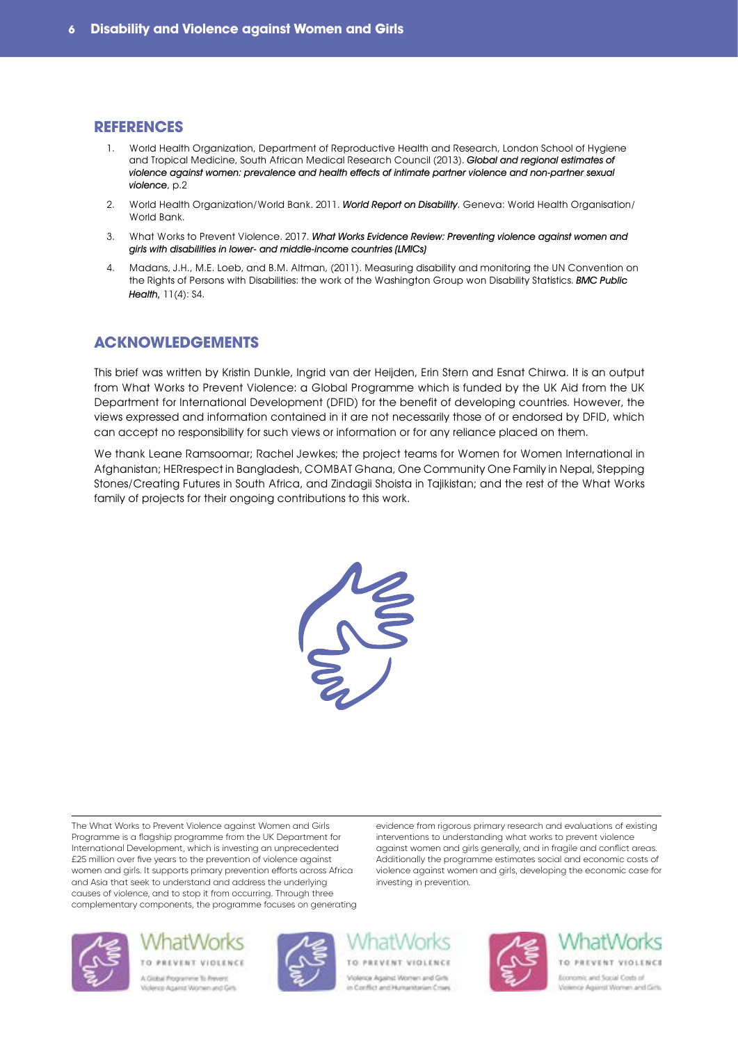## REFERENCES

1. World Health Organization, Department of Reproductive Health and Research, London School of Hygiene and Tropical Medicine, South African Medical Research Council (2013). ***Global and regional estimates of violence against women: prevalence and health effects of intimate partner violence and non-partner sexual violence***, p.2
2. World Health Organization/World Bank. 2011. ***World Report on Disability***. Geneva: World Health Organisation/ World Bank.
3. What Works to Prevent Violence. 2017. ***What Works Evidence Review: Preventing violence against women and girls with disabilities in lower- and middle-income countries (LMICs)***
4. Madans, J.H., M.E. Loeb, and B.M. Altman, (2011). Measuring disability and monitoring the UN Convention on the Rights of Persons with Disabilities: the work of the Washington Group won Disability Statistics. ***BMC Public Health***, 11(4): S4.

## ACKNOWLEDGEMENTS

This brief was written by Kristin Dunkle, Ingrid van der Heijden, Erin Stern and Esnat Chirwa. It is an output from What Works to Prevent Violence: a Global Programme which is funded by the UK Aid from the UK Department for International Development (DFID) for the benefit of developing countries. However, the views expressed and information contained in it are not necessarily those of or endorsed by DFID, which can accept no responsibility for such views or information or for any reliance placed on them.

We thank Leane Ramsoomar; Rachel Jewkes; the project teams for Women for Women International in Afghanistan; HERrespect in Bangladesh, COMBAT Ghana, One Community One Family in Nepal, Stepping Stones/Creating Futures in South Africa, and Zindagii Shoista in Tajikistan; and the rest of the What Works family of projects for their ongoing contributions to this work.

The What Works to Prevent Violence against Women and Girls Programme is a flagship programme from the UK Department for International Development, which is investing an unprecedented £25 million over five years to the prevention of violence against women and girls. It supports primary prevention efforts across Africa and Asia that seek to understand and address the underlying causes of violence, and to stop it from occurring. Through three complementary components, the programme focuses on generating evidence from rigorous primary research and evaluations of existing interventions to understanding what works to prevent violence against women and girls generally, and in fragile and conflict areas. Additionally the programme estimates social and economic costs of violence against women and girls, developing the economic case for investing in prevention.

WhatWorks TO PREVENT VIOLENCE
A Global Programme To Prevent Violence Against Women and Girls

WhatWorks TO PREVENT VIOLENCE
Violence Against Women and Girls in Conflict and Humanitarian Crises

WhatWorks TO PREVENT VIOLENCE
Economic and Social Costs of Violence Against Women and Girls